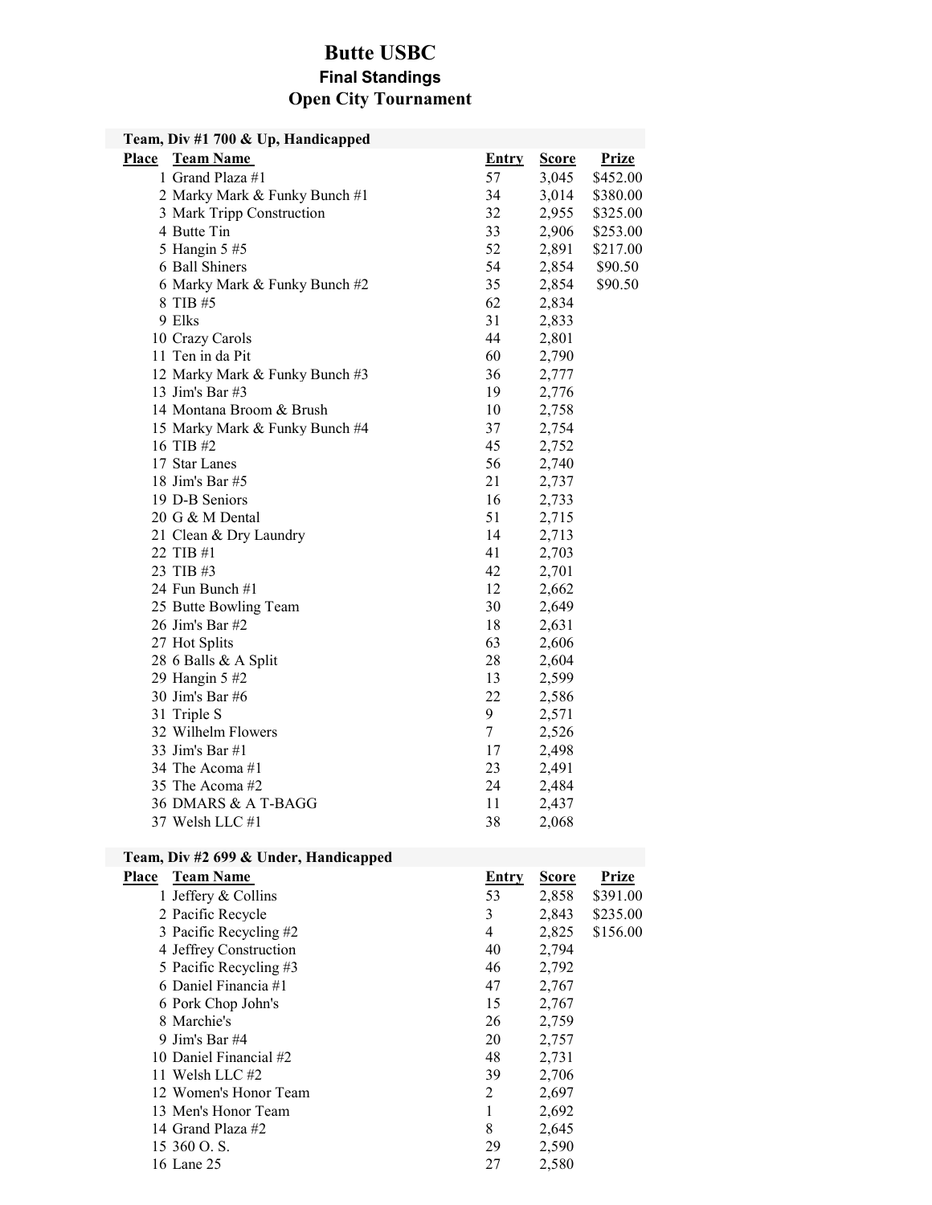# Butte USBC

## Final Standings

## Open City Tournament

### Team, Div #1 700 & Up, Handicapped

| Place | Team Name | Entry | Score | Prize |
|---|---|---|---|---|
| 1 | Grand Plaza #1 | 57 | 3,045 | $452.00 |
| 2 | Marky Mark & Funky Bunch #1 | 34 | 3,014 | $380.00 |
| 3 | Mark Tripp Construction | 32 | 2,955 | $325.00 |
| 4 | Butte Tin | 33 | 2,906 | $253.00 |
| 5 | Hangin 5 #5 | 52 | 2,891 | $217.00 |
| 6 | Ball Shiners | 54 | 2,854 | $90.50 |
| 6 | Marky Mark & Funky Bunch #2 | 35 | 2,854 | $90.50 |
| 8 | TIB #5 | 62 | 2,834 | |
| 9 | Elks | 31 | 2,833 | |
| 10 | Crazy Carols | 44 | 2,801 | |
| 11 | Ten in da Pit | 60 | 2,790 | |
| 12 | Marky Mark & Funky Bunch #3 | 36 | 2,777 | |
| 13 | Jim's Bar #3 | 19 | 2,776 | |
| 14 | Montana Broom & Brush | 10 | 2,758 | |
| 15 | Marky Mark & Funky Bunch #4 | 37 | 2,754 | |
| 16 | TIB #2 | 45 | 2,752 | |
| 17 | Star Lanes | 56 | 2,740 | |
| 18 | Jim's Bar #5 | 21 | 2,737 | |
| 19 | D-B Seniors | 16 | 2,733 | |
| 20 | G & M Dental | 51 | 2,715 | |
| 21 | Clean & Dry Laundry | 14 | 2,713 | |
| 22 | TIB #1 | 41 | 2,703 | |
| 23 | TIB #3 | 42 | 2,701 | |
| 24 | Fun Bunch #1 | 12 | 2,662 | |
| 25 | Butte Bowling Team | 30 | 2,649 | |
| 26 | Jim's Bar #2 | 18 | 2,631 | |
| 27 | Hot Splits | 63 | 2,606 | |
| 28 | 6 Balls & A Split | 28 | 2,604 | |
| 29 | Hangin 5 #2 | 13 | 2,599 | |
| 30 | Jim's Bar #6 | 22 | 2,586 | |
| 31 | Triple S | 9 | 2,571 | |
| 32 | Wilhelm Flowers | 7 | 2,526 | |
| 33 | Jim's Bar #1 | 17 | 2,498 | |
| 34 | The Acoma #1 | 23 | 2,491 | |
| 35 | The Acoma #2 | 24 | 2,484 | |
| 36 | DMARS & A T-BAGG | 11 | 2,437 | |
| 37 | Welsh LLC #1 | 38 | 2,068 | |

### Team, Div #2 699 & Under, Handicapped

| Place | Team Name | Entry | Score | Prize |
|---|---|---|---|---|
| 1 | Jeffery & Collins | 53 | 2,858 | $391.00 |
| 2 | Pacific Recycle | 3 | 2,843 | $235.00 |
| 3 | Pacific Recycling #2 | 4 | 2,825 | $156.00 |
| 4 | Jeffrey Construction | 40 | 2,794 | |
| 5 | Pacific Recycling #3 | 46 | 2,792 | |
| 6 | Daniel Financia #1 | 47 | 2,767 | |
| 6 | Pork Chop John's | 15 | 2,767 | |
| 8 | Marchie's | 26 | 2,759 | |
| 9 | Jim's Bar #4 | 20 | 2,757 | |
| 10 | Daniel Financial #2 | 48 | 2,731 | |
| 11 | Welsh LLC #2 | 39 | 2,706 | |
| 12 | Women's Honor Team | 2 | 2,697 | |
| 13 | Men's Honor Team | 1 | 2,692 | |
| 14 | Grand Plaza #2 | 8 | 2,645 | |
| 15 | 360 O. S. | 29 | 2,590 | |
| 16 | Lane 25 | 27 | 2,580 | |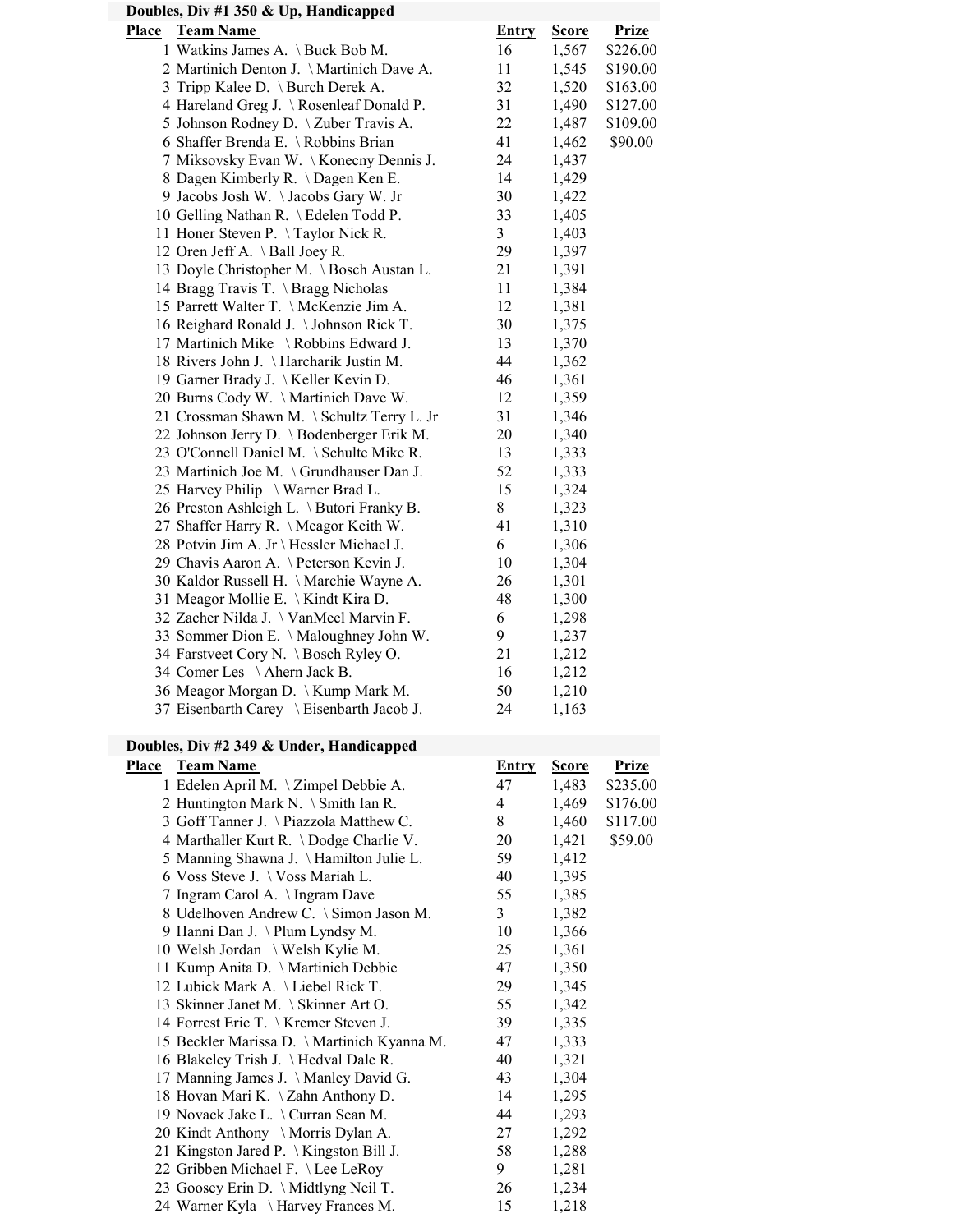## Doubles, Div #1 350 & Up, Handicapped

| Place | Team Name | Entry | Score | Prize |
|---|---|---|---|---|
| 1 | Watkins James A. \ Buck Bob M. | 16 | 1,567 | $226.00 |
| 2 | Martinich Denton J. \ Martinich Dave A. | 11 | 1,545 | $190.00 |
| 3 | Tripp Kalee D. \ Burch Derek A. | 32 | 1,520 | $163.00 |
| 4 | Hareland Greg J. \ Rosenleaf Donald P. | 31 | 1,490 | $127.00 |
| 5 | Johnson Rodney D. \ Zuber Travis A. | 22 | 1,487 | $109.00 |
| 6 | Shaffer Brenda E. \ Robbins Brian | 41 | 1,462 | $90.00 |
| 7 | Miksovsky Evan W. \ Konecny Dennis J. | 24 | 1,437 | |
| 8 | Dagen Kimberly R. \ Dagen Ken E. | 14 | 1,429 | |
| 9 | Jacobs Josh W. \ Jacobs Gary W. Jr | 30 | 1,422 | |
| 10 | Gelling Nathan R. \ Edelen Todd P. | 33 | 1,405 | |
| 11 | Honer Steven P. \ Taylor Nick R. | 3 | 1,403 | |
| 12 | Oren Jeff A. \ Ball Joey R. | 29 | 1,397 | |
| 13 | Doyle Christopher M. \ Bosch Austan L. | 21 | 1,391 | |
| 14 | Bragg Travis T. \ Bragg Nicholas | 11 | 1,384 | |
| 15 | Parrett Walter T. \ McKenzie Jim A. | 12 | 1,381 | |
| 16 | Reighard Ronald J. \ Johnson Rick T. | 30 | 1,375 | |
| 17 | Martinich Mike \ Robbins Edward J. | 13 | 1,370 | |
| 18 | Rivers John J. \ Harcharik Justin M. | 44 | 1,362 | |
| 19 | Garner Brady J. \ Keller Kevin D. | 46 | 1,361 | |
| 20 | Burns Cody W. \ Martinich Dave W. | 12 | 1,359 | |
| 21 | Crossman Shawn M. \ Schultz Terry L. Jr | 31 | 1,346 | |
| 22 | Johnson Jerry D. \ Bodenberger Erik M. | 20 | 1,340 | |
| 23 | O'Connell Daniel M. \ Schulte Mike R. | 13 | 1,333 | |
| 23 | Martinich Joe M. \ Grundhauser Dan J. | 52 | 1,333 | |
| 25 | Harvey Philip \ Warner Brad L. | 15 | 1,324 | |
| 26 | Preston Ashleigh L. \ Butori Franky B. | 8 | 1,323 | |
| 27 | Shaffer Harry R. \ Meagor Keith W. | 41 | 1,310 | |
| 28 | Potvin Jim A. Jr \ Hessler Michael J. | 6 | 1,306 | |
| 29 | Chavis Aaron A. \ Peterson Kevin J. | 10 | 1,304 | |
| 30 | Kaldor Russell H. \ Marchie Wayne A. | 26 | 1,301 | |
| 31 | Meagor Mollie E. \ Kindt Kira D. | 48 | 1,300 | |
| 32 | Zacher Nilda J. \ VanMeel Marvin F. | 6 | 1,298 | |
| 33 | Sommer Dion E. \ Maloughney John W. | 9 | 1,237 | |
| 34 | Farstveet Cory N. \ Bosch Ryley O. | 21 | 1,212 | |
| 34 | Comer Les \ Ahern Jack B. | 16 | 1,212 | |
| 36 | Meagor Morgan D. \ Kump Mark M. | 50 | 1,210 | |
| 37 | Eisenbarth Carey \ Eisenbarth Jacob J. | 24 | 1,163 | |

## Doubles, Div #2 349 & Under, Handicapped

| Place | Team Name | Entry | Score | Prize |
|---|---|---|---|---|
| 1 | Edelen April M. \ Zimpel Debbie A. | 47 | 1,483 | $235.00 |
| 2 | Huntington Mark N. \ Smith Ian R. | 4 | 1,469 | $176.00 |
| 3 | Goff Tanner J. \ Piazzola Matthew C. | 8 | 1,460 | $117.00 |
| 4 | Marthaller Kurt R. \ Dodge Charlie V. | 20 | 1,421 | $59.00 |
| 5 | Manning Shawna J. \ Hamilton Julie L. | 59 | 1,412 | |
| 6 | Voss Steve J. \ Voss Mariah L. | 40 | 1,395 | |
| 7 | Ingram Carol A. \ Ingram Dave | 55 | 1,385 | |
| 8 | Udelhoven Andrew C. \ Simon Jason M. | 3 | 1,382 | |
| 9 | Hanni Dan J. \ Plum Lyndsy M. | 10 | 1,366 | |
| 10 | Welsh Jordan \ Welsh Kylie M. | 25 | 1,361 | |
| 11 | Kump Anita D. \ Martinich Debbie | 47 | 1,350 | |
| 12 | Lubick Mark A. \ Liebel Rick T. | 29 | 1,345 | |
| 13 | Skinner Janet M. \ Skinner Art O. | 55 | 1,342 | |
| 14 | Forrest Eric T. \ Kremer Steven J. | 39 | 1,335 | |
| 15 | Beckler Marissa D. \ Martinich Kyanna M. | 47 | 1,333 | |
| 16 | Blakeley Trish J. \ Hedval Dale R. | 40 | 1,321 | |
| 17 | Manning James J. \ Manley David G. | 43 | 1,304 | |
| 18 | Hovan Mari K. \ Zahn Anthony D. | 14 | 1,295 | |
| 19 | Novack Jake L. \ Curran Sean M. | 44 | 1,293 | |
| 20 | Kindt Anthony \ Morris Dylan A. | 27 | 1,292 | |
| 21 | Kingston Jared P. \ Kingston Bill J. | 58 | 1,288 | |
| 22 | Gribben Michael F. \ Lee LeRoy | 9 | 1,281 | |
| 23 | Goosey Erin D. \ Midtlyng Neil T. | 26 | 1,234 | |
| 24 | Warner Kyla \ Harvey Frances M. | 15 | 1,218 | |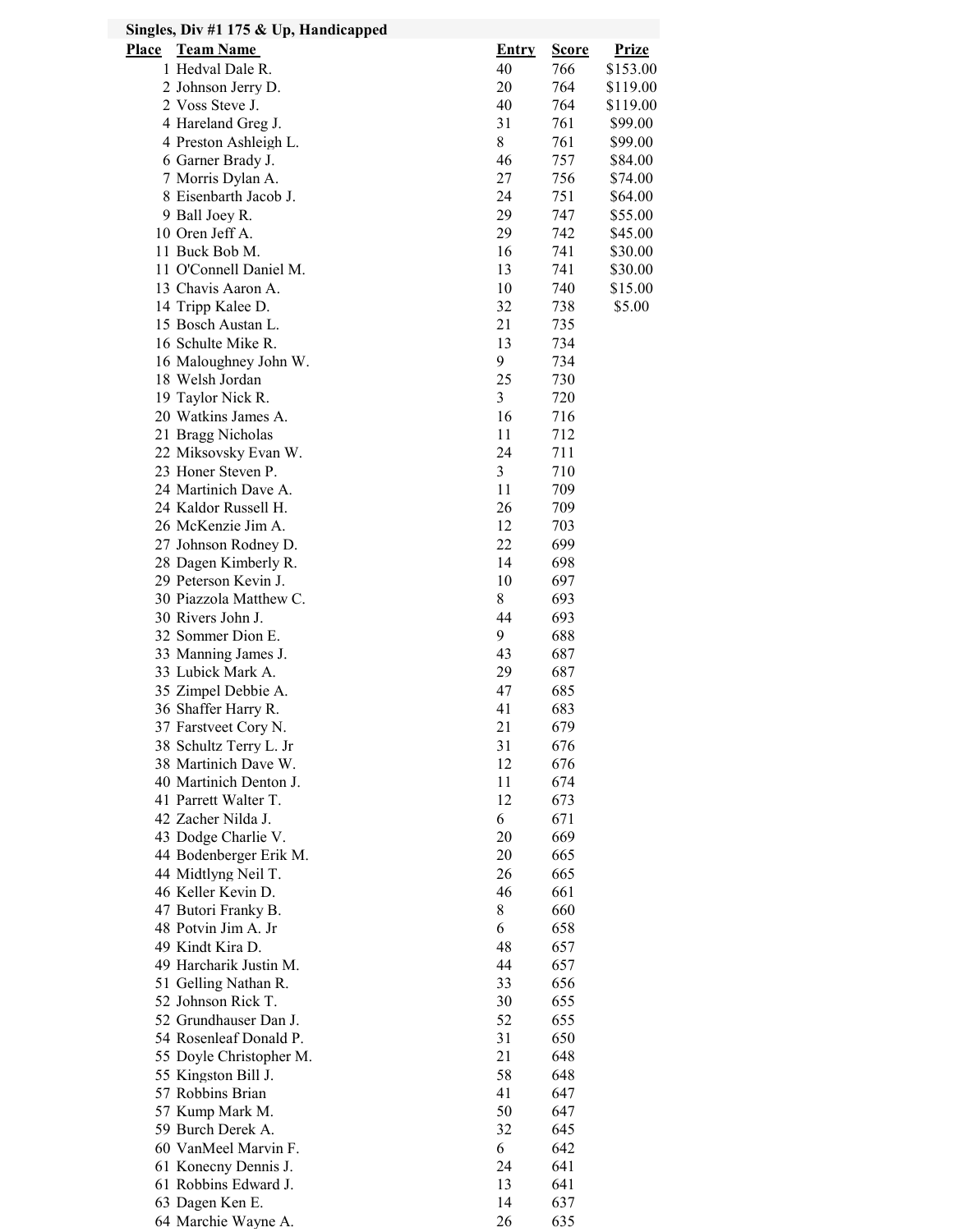**Singles, Div #1 175 & Up, Handicapped**

| Place | Team Name | Entry | Score | Prize |
|---|---|---|---|---|
| 1 | Hedval Dale R. | 40 | 766 | $153.00 |
| 2 | Johnson Jerry D. | 20 | 764 | $119.00 |
| 2 | Voss Steve J. | 40 | 764 | $119.00 |
| 4 | Hareland Greg J. | 31 | 761 | $99.00 |
| 4 | Preston Ashleigh L. | 8 | 761 | $99.00 |
| 6 | Garner Brady J. | 46 | 757 | $84.00 |
| 7 | Morris Dylan A. | 27 | 756 | $74.00 |
| 8 | Eisenbarth Jacob J. | 24 | 751 | $64.00 |
| 9 | Ball Joey R. | 29 | 747 | $55.00 |
| 10 | Oren Jeff A. | 29 | 742 | $45.00 |
| 11 | Buck Bob M. | 16 | 741 | $30.00 |
| 11 | O'Connell Daniel M. | 13 | 741 | $30.00 |
| 13 | Chavis Aaron A. | 10 | 740 | $15.00 |
| 14 | Tripp Kalee D. | 32 | 738 | $5.00 |
| 15 | Bosch Austan L. | 21 | 735 | |
| 16 | Schulte Mike R. | 13 | 734 | |
| 16 | Maloughney John W. | 9 | 734 | |
| 18 | Welsh Jordan | 25 | 730 | |
| 19 | Taylor Nick R. | 3 | 720 | |
| 20 | Watkins James A. | 16 | 716 | |
| 21 | Bragg Nicholas | 11 | 712 | |
| 22 | Miksovsky Evan W. | 24 | 711 | |
| 23 | Honer Steven P. | 3 | 710 | |
| 24 | Martinich Dave A. | 11 | 709 | |
| 24 | Kaldor Russell H. | 26 | 709 | |
| 26 | McKenzie Jim A. | 12 | 703 | |
| 27 | Johnson Rodney D. | 22 | 699 | |
| 28 | Dagen Kimberly R. | 14 | 698 | |
| 29 | Peterson Kevin J. | 10 | 697 | |
| 30 | Piazzola Matthew C. | 8 | 693 | |
| 30 | Rivers John J. | 44 | 693 | |
| 32 | Sommer Dion E. | 9 | 688 | |
| 33 | Manning James J. | 43 | 687 | |
| 33 | Lubick Mark A. | 29 | 687 | |
| 35 | Zimpel Debbie A. | 47 | 685 | |
| 36 | Shaffer Harry R. | 41 | 683 | |
| 37 | Farstveet Cory N. | 21 | 679 | |
| 38 | Schultz Terry L. Jr | 31 | 676 | |
| 38 | Martinich Dave W. | 12 | 676 | |
| 40 | Martinich Denton J. | 11 | 674 | |
| 41 | Parrett Walter T. | 12 | 673 | |
| 42 | Zacher Nilda J. | 6 | 671 | |
| 43 | Dodge Charlie V. | 20 | 669 | |
| 44 | Bodenberger Erik M. | 20 | 665 | |
| 44 | Midtlyng Neil T. | 26 | 665 | |
| 46 | Keller Kevin D. | 46 | 661 | |
| 47 | Butori Franky B. | 8 | 660 | |
| 48 | Potvin Jim A. Jr | 6 | 658 | |
| 49 | Kindt Kira D. | 48 | 657 | |
| 49 | Harcharik Justin M. | 44 | 657 | |
| 51 | Gelling Nathan R. | 33 | 656 | |
| 52 | Johnson Rick T. | 30 | 655 | |
| 52 | Grundhauser Dan J. | 52 | 655 | |
| 54 | Rosenleaf Donald P. | 31 | 650 | |
| 55 | Doyle Christopher M. | 21 | 648 | |
| 55 | Kingston Bill J. | 58 | 648 | |
| 57 | Robbins Brian | 41 | 647 | |
| 57 | Kump Mark M. | 50 | 647 | |
| 59 | Burch Derek A. | 32 | 645 | |
| 60 | VanMeel Marvin F. | 6 | 642 | |
| 61 | Konecny Dennis J. | 24 | 641 | |
| 61 | Robbins Edward J. | 13 | 641 | |
| 63 | Dagen Ken E. | 14 | 637 | |
| 64 | Marchie Wayne A. | 26 | 635 | |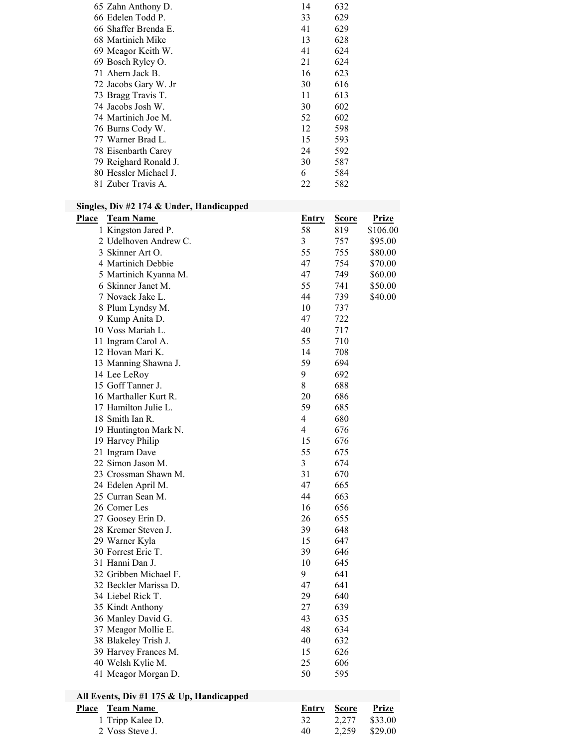| Place | Team Name | Entry | Score | Prize |
|---|---|---|---|---|
| 65 | Zahn Anthony D. | 14 | 632 | |
| 66 | Edelen Todd P. | 33 | 629 | |
| 66 | Shaffer Brenda E. | 41 | 629 | |
| 68 | Martinich Mike | 13 | 628 | |
| 69 | Meagor Keith W. | 41 | 624 | |
| 69 | Bosch Ryley O. | 21 | 624 | |
| 71 | Ahern Jack B. | 16 | 623 | |
| 72 | Jacobs Gary W. Jr | 30 | 616 | |
| 73 | Bragg Travis T. | 11 | 613 | |
| 74 | Jacobs Josh W. | 30 | 602 | |
| 74 | Martinich Joe M. | 52 | 602 | |
| 76 | Burns Cody W. | 12 | 598 | |
| 77 | Warner Brad L. | 15 | 593 | |
| 78 | Eisenbarth Carey | 24 | 592 | |
| 79 | Reighard Ronald J. | 30 | 587 | |
| 80 | Hessler Michael J. | 6 | 584 | |
| 81 | Zuber Travis A. | 22 | 582 | |

### Singles, Div #2 174 & Under, Handicapped

| Place | Team Name | Entry | Score | Prize |
|---|---|---|---|---|
| 1 | Kingston Jared P. | 58 | 819 | $106.00 |
| 2 | Udelhoven Andrew C. | 3 | 757 | $95.00 |
| 3 | Skinner Art O. | 55 | 755 | $80.00 |
| 4 | Martinich Debbie | 47 | 754 | $70.00 |
| 5 | Martinich Kyanna M. | 47 | 749 | $60.00 |
| 6 | Skinner Janet M. | 55 | 741 | $50.00 |
| 7 | Novack Jake L. | 44 | 739 | $40.00 |
| 8 | Plum Lyndsy M. | 10 | 737 | |
| 9 | Kump Anita D. | 47 | 722 | |
| 10 | Voss Mariah L. | 40 | 717 | |
| 11 | Ingram Carol A. | 55 | 710 | |
| 12 | Hovan Mari K. | 14 | 708 | |
| 13 | Manning Shawna J. | 59 | 694 | |
| 14 | Lee LeRoy | 9 | 692 | |
| 15 | Goff Tanner J. | 8 | 688 | |
| 16 | Marthaller Kurt R. | 20 | 686 | |
| 17 | Hamilton Julie L. | 59 | 685 | |
| 18 | Smith Ian R. | 4 | 680 | |
| 19 | Huntington Mark N. | 4 | 676 | |
| 19 | Harvey Philip | 15 | 676 | |
| 21 | Ingram Dave | 55 | 675 | |
| 22 | Simon Jason M. | 3 | 674 | |
| 23 | Crossman Shawn M. | 31 | 670 | |
| 24 | Edelen April M. | 47 | 665 | |
| 25 | Curran Sean M. | 44 | 663 | |
| 26 | Comer Les | 16 | 656 | |
| 27 | Goosey Erin D. | 26 | 655 | |
| 28 | Kremer Steven J. | 39 | 648 | |
| 29 | Warner Kyla | 15 | 647 | |
| 30 | Forrest Eric T. | 39 | 646 | |
| 31 | Hanni Dan J. | 10 | 645 | |
| 32 | Gribben Michael F. | 9 | 641 | |
| 32 | Beckler Marissa D. | 47 | 641 | |
| 34 | Liebel Rick T. | 29 | 640 | |
| 35 | Kindt Anthony | 27 | 639 | |
| 36 | Manley David G. | 43 | 635 | |
| 37 | Meagor Mollie E. | 48 | 634 | |
| 38 | Blakeley Trish J. | 40 | 632 | |
| 39 | Harvey Frances M. | 15 | 626 | |
| 40 | Welsh Kylie M. | 25 | 606 | |
| 41 | Meagor Morgan D. | 50 | 595 | |

### All Events, Div #1 175 & Up, Handicapped

| Place | Team Name | Entry | Score | Prize |
|---|---|---|---|---|
| 1 | Tripp Kalee D. | 32 | 2,277 | $33.00 |
| 2 | Voss Steve J. | 40 | 2,259 | $29.00 |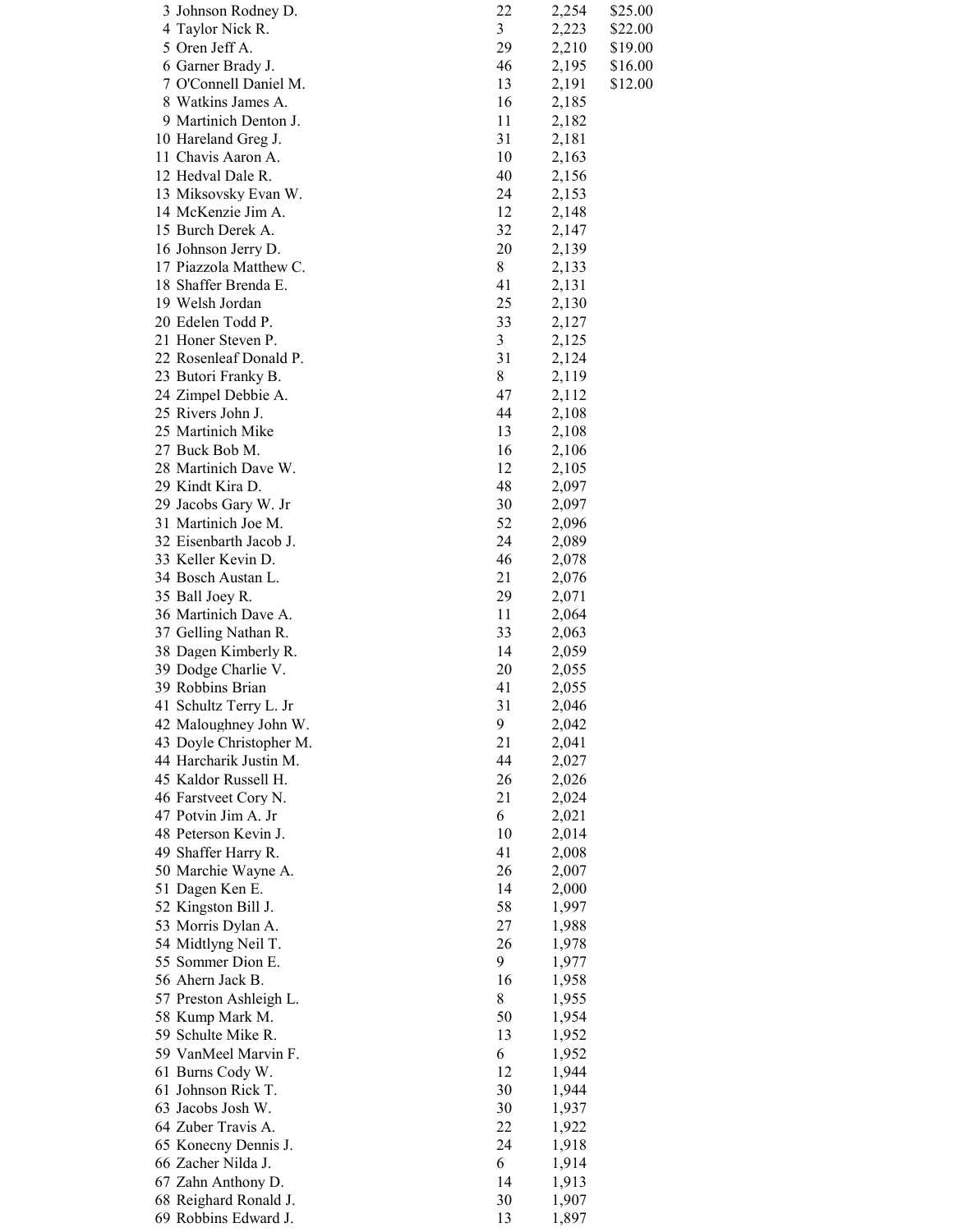| | | | | |
|---|---|---|---|---|
| 3 | Johnson Rodney D. | 22 | 2,254 | $25.00 |
| 4 | Taylor Nick R. | 3 | 2,223 | $22.00 |
| 5 | Oren Jeff A. | 29 | 2,210 | $19.00 |
| 6 | Garner Brady J. | 46 | 2,195 | $16.00 |
| 7 | O'Connell Daniel M. | 13 | 2,191 | $12.00 |
| 8 | Watkins James A. | 16 | 2,185 | |
| 9 | Martinich Denton J. | 11 | 2,182 | |
| 10 | Hareland Greg J. | 31 | 2,181 | |
| 11 | Chavis Aaron A. | 10 | 2,163 | |
| 12 | Hedval Dale R. | 40 | 2,156 | |
| 13 | Miksovsky Evan W. | 24 | 2,153 | |
| 14 | McKenzie Jim A. | 12 | 2,148 | |
| 15 | Burch Derek A. | 32 | 2,147 | |
| 16 | Johnson Jerry D. | 20 | 2,139 | |
| 17 | Piazzola Matthew C. | 8 | 2,133 | |
| 18 | Shaffer Brenda E. | 41 | 2,131 | |
| 19 | Welsh Jordan | 25 | 2,130 | |
| 20 | Edelen Todd P. | 33 | 2,127 | |
| 21 | Honer Steven P. | 3 | 2,125 | |
| 22 | Rosenleaf Donald P. | 31 | 2,124 | |
| 23 | Butori Franky B. | 8 | 2,119 | |
| 24 | Zimpel Debbie A. | 47 | 2,112 | |
| 25 | Rivers John J. | 44 | 2,108 | |
| 25 | Martinich Mike | 13 | 2,108 | |
| 27 | Buck Bob M. | 16 | 2,106 | |
| 28 | Martinich Dave W. | 12 | 2,105 | |
| 29 | Kindt Kira D. | 48 | 2,097 | |
| 29 | Jacobs Gary W. Jr | 30 | 2,097 | |
| 31 | Martinich Joe M. | 52 | 2,096 | |
| 32 | Eisenbarth Jacob J. | 24 | 2,089 | |
| 33 | Keller Kevin D. | 46 | 2,078 | |
| 34 | Bosch Austan L. | 21 | 2,076 | |
| 35 | Ball Joey R. | 29 | 2,071 | |
| 36 | Martinich Dave A. | 11 | 2,064 | |
| 37 | Gelling Nathan R. | 33 | 2,063 | |
| 38 | Dagen Kimberly R. | 14 | 2,059 | |
| 39 | Dodge Charlie V. | 20 | 2,055 | |
| 39 | Robbins Brian | 41 | 2,055 | |
| 41 | Schultz Terry L. Jr | 31 | 2,046 | |
| 42 | Maloughney John W. | 9 | 2,042 | |
| 43 | Doyle Christopher M. | 21 | 2,041 | |
| 44 | Harcharik Justin M. | 44 | 2,027 | |
| 45 | Kaldor Russell H. | 26 | 2,026 | |
| 46 | Farstveet Cory N. | 21 | 2,024 | |
| 47 | Potvin Jim A. Jr | 6 | 2,021 | |
| 48 | Peterson Kevin J. | 10 | 2,014 | |
| 49 | Shaffer Harry R. | 41 | 2,008 | |
| 50 | Marchie Wayne A. | 26 | 2,007 | |
| 51 | Dagen Ken E. | 14 | 2,000 | |
| 52 | Kingston Bill J. | 58 | 1,997 | |
| 53 | Morris Dylan A. | 27 | 1,988 | |
| 54 | Midtlyng Neil T. | 26 | 1,978 | |
| 55 | Sommer Dion E. | 9 | 1,977 | |
| 56 | Ahern Jack B. | 16 | 1,958 | |
| 57 | Preston Ashleigh L. | 8 | 1,955 | |
| 58 | Kump Mark M. | 50 | 1,954 | |
| 59 | Schulte Mike R. | 13 | 1,952 | |
| 59 | VanMeel Marvin F. | 6 | 1,952 | |
| 61 | Burns Cody W. | 12 | 1,944 | |
| 61 | Johnson Rick T. | 30 | 1,944 | |
| 63 | Jacobs Josh W. | 30 | 1,937 | |
| 64 | Zuber Travis A. | 22 | 1,922 | |
| 65 | Konecny Dennis J. | 24 | 1,918 | |
| 66 | Zacher Nilda J. | 6 | 1,914 | |
| 67 | Zahn Anthony D. | 14 | 1,913 | |
| 68 | Reighard Ronald J. | 30 | 1,907 | |
| 69 | Robbins Edward J. | 13 | 1,897 | |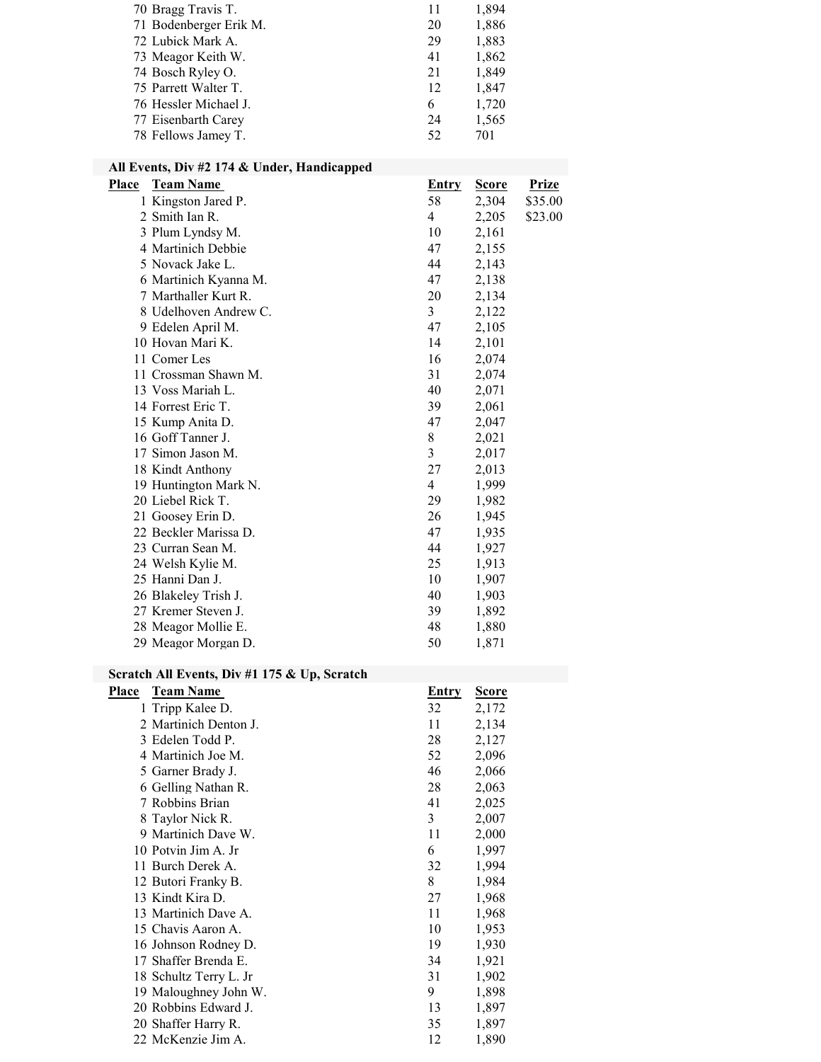| Place | Team Name | Entry | Score |
|---|---|---|---|
| 70 | Bragg Travis T. | 11 | 1,894 |
| 71 | Bodenberger Erik M. | 20 | 1,886 |
| 72 | Lubick Mark A. | 29 | 1,883 |
| 73 | Meagor Keith W. | 41 | 1,862 |
| 74 | Bosch Ryley O. | 21 | 1,849 |
| 75 | Parrett Walter T. | 12 | 1,847 |
| 76 | Hessler Michael J. | 6 | 1,720 |
| 77 | Eisenbarth Carey | 24 | 1,565 |
| 78 | Fellows Jamey T. | 52 | 701 |

**All Events, Div #2 174 & Under, Handicapped**

| Place | Team Name | Entry | Score | Prize |
|---|---|---|---|---|
| 1 | Kingston Jared P. | 58 | 2,304 | $35.00 |
| 2 | Smith Ian R. | 4 | 2,205 | $23.00 |
| 3 | Plum Lyndsy M. | 10 | 2,161 | |
| 4 | Martinich Debbie | 47 | 2,155 | |
| 5 | Novack Jake L. | 44 | 2,143 | |
| 6 | Martinich Kyanna M. | 47 | 2,138 | |
| 7 | Marthaller Kurt R. | 20 | 2,134 | |
| 8 | Udelhoven Andrew C. | 3 | 2,122 | |
| 9 | Edelen April M. | 47 | 2,105 | |
| 10 | Hovan Mari K. | 14 | 2,101 | |
| 11 | Comer Les | 16 | 2,074 | |
| 11 | Crossman Shawn M. | 31 | 2,074 | |
| 13 | Voss Mariah L. | 40 | 2,071 | |
| 14 | Forrest Eric T. | 39 | 2,061 | |
| 15 | Kump Anita D. | 47 | 2,047 | |
| 16 | Goff Tanner J. | 8 | 2,021 | |
| 17 | Simon Jason M. | 3 | 2,017 | |
| 18 | Kindt Anthony | 27 | 2,013 | |
| 19 | Huntington Mark N. | 4 | 1,999 | |
| 20 | Liebel Rick T. | 29 | 1,982 | |
| 21 | Goosey Erin D. | 26 | 1,945 | |
| 22 | Beckler Marissa D. | 47 | 1,935 | |
| 23 | Curran Sean M. | 44 | 1,927 | |
| 24 | Welsh Kylie M. | 25 | 1,913 | |
| 25 | Hanni Dan J. | 10 | 1,907 | |
| 26 | Blakeley Trish J. | 40 | 1,903 | |
| 27 | Kremer Steven J. | 39 | 1,892 | |
| 28 | Meagor Mollie E. | 48 | 1,880 | |
| 29 | Meagor Morgan D. | 50 | 1,871 | |

**Scratch All Events, Div #1 175 & Up, Scratch**

| Place | Team Name | Entry | Score |
|---|---|---|---|
| 1 | Tripp Kalee D. | 32 | 2,172 |
| 2 | Martinich Denton J. | 11 | 2,134 |
| 3 | Edelen Todd P. | 28 | 2,127 |
| 4 | Martinich Joe M. | 52 | 2,096 |
| 5 | Garner Brady J. | 46 | 2,066 |
| 6 | Gelling Nathan R. | 28 | 2,063 |
| 7 | Robbins Brian | 41 | 2,025 |
| 8 | Taylor Nick R. | 3 | 2,007 |
| 9 | Martinich Dave W. | 11 | 2,000 |
| 10 | Potvin Jim A. Jr | 6 | 1,997 |
| 11 | Burch Derek A. | 32 | 1,994 |
| 12 | Butori Franky B. | 8 | 1,984 |
| 13 | Kindt Kira D. | 27 | 1,968 |
| 13 | Martinich Dave A. | 11 | 1,968 |
| 15 | Chavis Aaron A. | 10 | 1,953 |
| 16 | Johnson Rodney D. | 19 | 1,930 |
| 17 | Shaffer Brenda E. | 34 | 1,921 |
| 18 | Schultz Terry L. Jr | 31 | 1,902 |
| 19 | Maloughney John W. | 9 | 1,898 |
| 20 | Robbins Edward J. | 13 | 1,897 |
| 20 | Shaffer Harry R. | 35 | 1,897 |
| 22 | McKenzie Jim A. | 12 | 1,890 |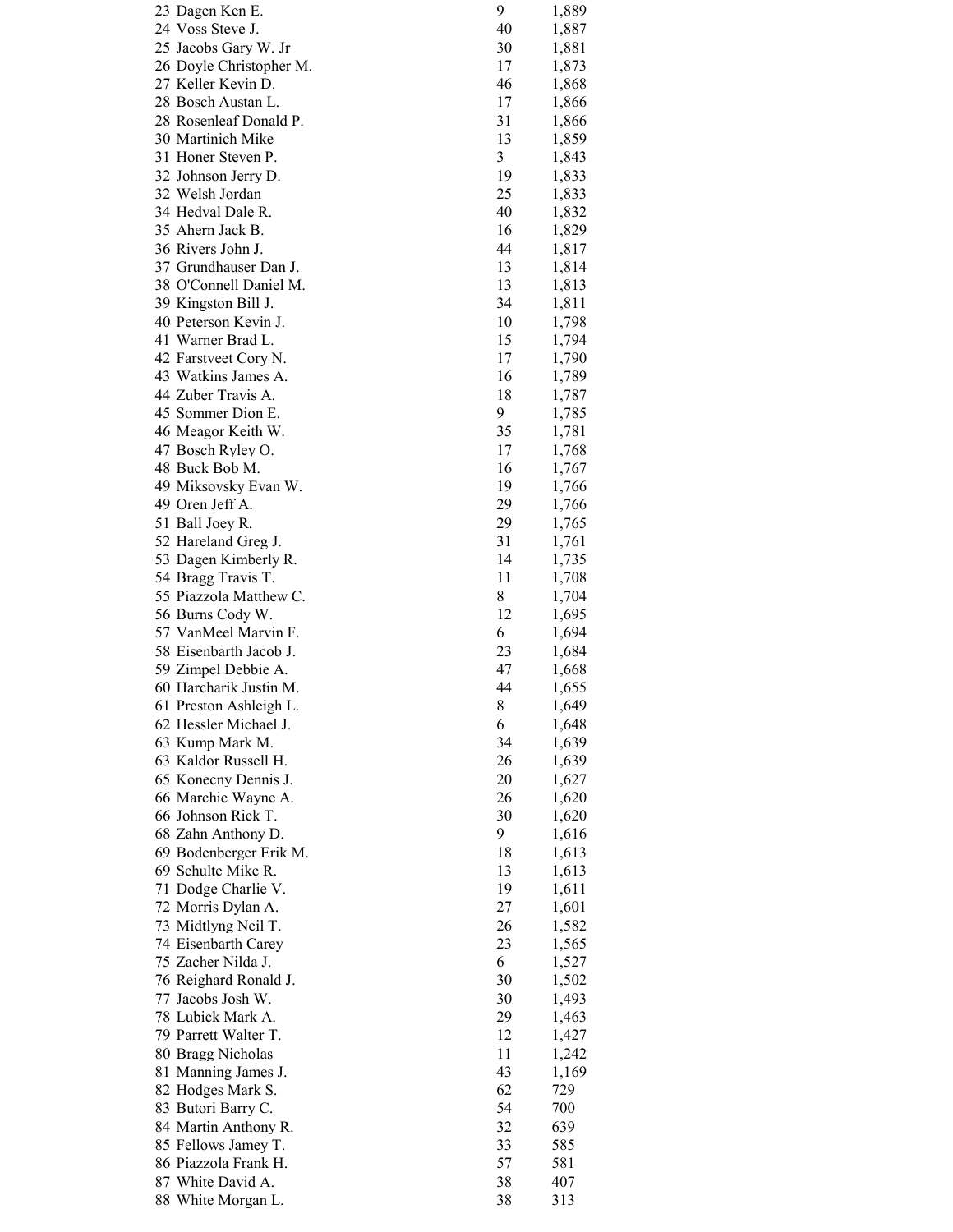| | | |
|---|---|---|
| 23 Dagen Ken E. | 9 | 1,889 |
| 24 Voss Steve J. | 40 | 1,887 |
| 25 Jacobs Gary W. Jr | 30 | 1,881 |
| 26 Doyle Christopher M. | 17 | 1,873 |
| 27 Keller Kevin D. | 46 | 1,868 |
| 28 Bosch Austan L. | 17 | 1,866 |
| 28 Rosenleaf Donald P. | 31 | 1,866 |
| 30 Martinich Mike | 13 | 1,859 |
| 31 Honer Steven P. | 3 | 1,843 |
| 32 Johnson Jerry D. | 19 | 1,833 |
| 32 Welsh Jordan | 25 | 1,833 |
| 34 Hedval Dale R. | 40 | 1,832 |
| 35 Ahern Jack B. | 16 | 1,829 |
| 36 Rivers John J. | 44 | 1,817 |
| 37 Grundhauser Dan J. | 13 | 1,814 |
| 38 O'Connell Daniel M. | 13 | 1,813 |
| 39 Kingston Bill J. | 34 | 1,811 |
| 40 Peterson Kevin J. | 10 | 1,798 |
| 41 Warner Brad L. | 15 | 1,794 |
| 42 Farstveet Cory N. | 17 | 1,790 |
| 43 Watkins James A. | 16 | 1,789 |
| 44 Zuber Travis A. | 18 | 1,787 |
| 45 Sommer Dion E. | 9 | 1,785 |
| 46 Meagor Keith W. | 35 | 1,781 |
| 47 Bosch Ryley O. | 17 | 1,768 |
| 48 Buck Bob M. | 16 | 1,767 |
| 49 Miksovsky Evan W. | 19 | 1,766 |
| 49 Oren Jeff A. | 29 | 1,766 |
| 51 Ball Joey R. | 29 | 1,765 |
| 52 Hareland Greg J. | 31 | 1,761 |
| 53 Dagen Kimberly R. | 14 | 1,735 |
| 54 Bragg Travis T. | 11 | 1,708 |
| 55 Piazzola Matthew C. | 8 | 1,704 |
| 56 Burns Cody W. | 12 | 1,695 |
| 57 VanMeel Marvin F. | 6 | 1,694 |
| 58 Eisenbarth Jacob J. | 23 | 1,684 |
| 59 Zimpel Debbie A. | 47 | 1,668 |
| 60 Harcharik Justin M. | 44 | 1,655 |
| 61 Preston Ashleigh L. | 8 | 1,649 |
| 62 Hessler Michael J. | 6 | 1,648 |
| 63 Kump Mark M. | 34 | 1,639 |
| 63 Kaldor Russell H. | 26 | 1,639 |
| 65 Konecny Dennis J. | 20 | 1,627 |
| 66 Marchie Wayne A. | 26 | 1,620 |
| 66 Johnson Rick T. | 30 | 1,620 |
| 68 Zahn Anthony D. | 9 | 1,616 |
| 69 Bodenberger Erik M. | 18 | 1,613 |
| 69 Schulte Mike R. | 13 | 1,613 |
| 71 Dodge Charlie V. | 19 | 1,611 |
| 72 Morris Dylan A. | 27 | 1,601 |
| 73 Midtlyng Neil T. | 26 | 1,582 |
| 74 Eisenbarth Carey | 23 | 1,565 |
| 75 Zacher Nilda J. | 6 | 1,527 |
| 76 Reighard Ronald J. | 30 | 1,502 |
| 77 Jacobs Josh W. | 30 | 1,493 |
| 78 Lubick Mark A. | 29 | 1,463 |
| 79 Parrett Walter T. | 12 | 1,427 |
| 80 Bragg Nicholas | 11 | 1,242 |
| 81 Manning James J. | 43 | 1,169 |
| 82 Hodges Mark S. | 62 | 729 |
| 83 Butori Barry C. | 54 | 700 |
| 84 Martin Anthony R. | 32 | 639 |
| 85 Fellows Jamey T. | 33 | 585 |
| 86 Piazzola Frank H. | 57 | 581 |
| 87 White David A. | 38 | 407 |
| 88 White Morgan L. | 38 | 313 |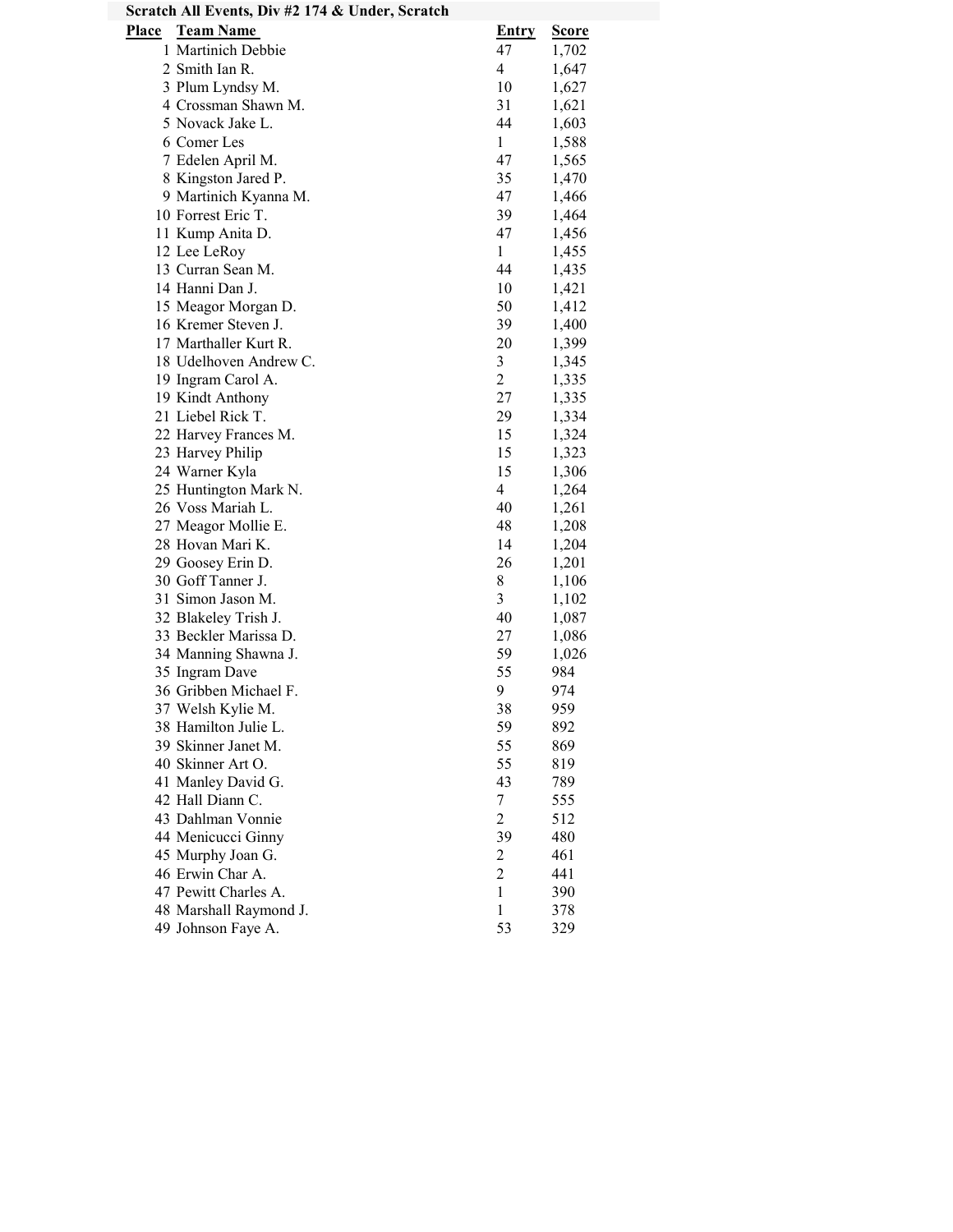**Scratch All Events, Div #2 174 & Under, Scratch**

| Place | Team Name | Entry | Score |
|---|---|---|---|
| 1 | Martinich Debbie | 47 | 1,702 |
| 2 | Smith Ian R. | 4 | 1,647 |
| 3 | Plum Lyndsy M. | 10 | 1,627 |
| 4 | Crossman Shawn M. | 31 | 1,621 |
| 5 | Novack Jake L. | 44 | 1,603 |
| 6 | Comer Les | 1 | 1,588 |
| 7 | Edelen April M. | 47 | 1,565 |
| 8 | Kingston Jared P. | 35 | 1,470 |
| 9 | Martinich Kyanna M. | 47 | 1,466 |
| 10 | Forrest Eric T. | 39 | 1,464 |
| 11 | Kump Anita D. | 47 | 1,456 |
| 12 | Lee LeRoy | 1 | 1,455 |
| 13 | Curran Sean M. | 44 | 1,435 |
| 14 | Hanni Dan J. | 10 | 1,421 |
| 15 | Meagor Morgan D. | 50 | 1,412 |
| 16 | Kremer Steven J. | 39 | 1,400 |
| 17 | Marthaller Kurt R. | 20 | 1,399 |
| 18 | Udelhoven Andrew C. | 3 | 1,345 |
| 19 | Ingram Carol A. | 2 | 1,335 |
| 19 | Kindt Anthony | 27 | 1,335 |
| 21 | Liebel Rick T. | 29 | 1,334 |
| 22 | Harvey Frances M. | 15 | 1,324 |
| 23 | Harvey Philip | 15 | 1,323 |
| 24 | Warner Kyla | 15 | 1,306 |
| 25 | Huntington Mark N. | 4 | 1,264 |
| 26 | Voss Mariah L. | 40 | 1,261 |
| 27 | Meagor Mollie E. | 48 | 1,208 |
| 28 | Hovan Mari K. | 14 | 1,204 |
| 29 | Goosey Erin D. | 26 | 1,201 |
| 30 | Goff Tanner J. | 8 | 1,106 |
| 31 | Simon Jason M. | 3 | 1,102 |
| 32 | Blakeley Trish J. | 40 | 1,087 |
| 33 | Beckler Marissa D. | 27 | 1,086 |
| 34 | Manning Shawna J. | 59 | 1,026 |
| 35 | Ingram Dave | 55 | 984 |
| 36 | Gribben Michael F. | 9 | 974 |
| 37 | Welsh Kylie M. | 38 | 959 |
| 38 | Hamilton Julie L. | 59 | 892 |
| 39 | Skinner Janet M. | 55 | 869 |
| 40 | Skinner Art O. | 55 | 819 |
| 41 | Manley David G. | 43 | 789 |
| 42 | Hall Diann C. | 7 | 555 |
| 43 | Dahlman Vonnie | 2 | 512 |
| 44 | Menicucci Ginny | 39 | 480 |
| 45 | Murphy Joan G. | 2 | 461 |
| 46 | Erwin Char A. | 2 | 441 |
| 47 | Pewitt Charles A. | 1 | 390 |
| 48 | Marshall Raymond J. | 1 | 378 |
| 49 | Johnson Faye A. | 53 | 329 |